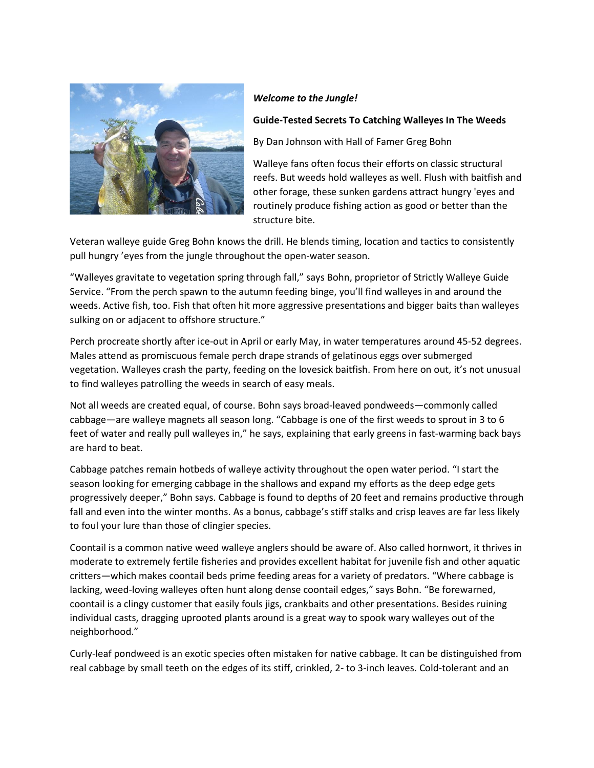***Welcome to the Jungle!***

**Guide-Tested Secrets To Catching Walleyes In The Weeds**

By Dan Johnson with Hall of Famer Greg Bohn

Walleye fans often focus their efforts on classic structural reefs. But weeds hold walleyes as well. Flush with baitfish and other forage, these sunken gardens attract hungry 'eyes and routinely produce fishing action as good or better than the structure bite.

Veteran walleye guide Greg Bohn knows the drill. He blends timing, location and tactics to consistently pull hungry 'eyes from the jungle throughout the open-water season.

"Walleyes gravitate to vegetation spring through fall," says Bohn, proprietor of Strictly Walleye Guide Service. "From the perch spawn to the autumn feeding binge, you'll find walleyes in and around the weeds. Active fish, too. Fish that often hit more aggressive presentations and bigger baits than walleyes sulking on or adjacent to offshore structure."

Perch procreate shortly after ice-out in April or early May, in water temperatures around 45-52 degrees. Males attend as promiscuous female perch drape strands of gelatinous eggs over submerged vegetation. Walleyes crash the party, feeding on the lovesick baitfish. From here on out, it's not unusual to find walleyes patrolling the weeds in search of easy meals.

Not all weeds are created equal, of course. Bohn says broad-leaved pondweeds—commonly called cabbage—are walleye magnets all season long. "Cabbage is one of the first weeds to sprout in 3 to 6 feet of water and really pull walleyes in," he says, explaining that early greens in fast-warming back bays are hard to beat.

Cabbage patches remain hotbeds of walleye activity throughout the open water period. "I start the season looking for emerging cabbage in the shallows and expand my efforts as the deep edge gets progressively deeper," Bohn says. Cabbage is found to depths of 20 feet and remains productive through fall and even into the winter months. As a bonus, cabbage's stiff stalks and crisp leaves are far less likely to foul your lure than those of clingier species.

Coontail is a common native weed walleye anglers should be aware of. Also called hornwort, it thrives in moderate to extremely fertile fisheries and provides excellent habitat for juvenile fish and other aquatic critters—which makes coontail beds prime feeding areas for a variety of predators. "Where cabbage is lacking, weed-loving walleyes often hunt along dense coontail edges," says Bohn. "Be forewarned, coontail is a clingy customer that easily fouls jigs, crankbaits and other presentations. Besides ruining individual casts, dragging uprooted plants around is a great way to spook wary walleyes out of the neighborhood."

Curly-leaf pondweed is an exotic species often mistaken for native cabbage. It can be distinguished from real cabbage by small teeth on the edges of its stiff, crinkled, 2- to 3-inch leaves. Cold-tolerant and an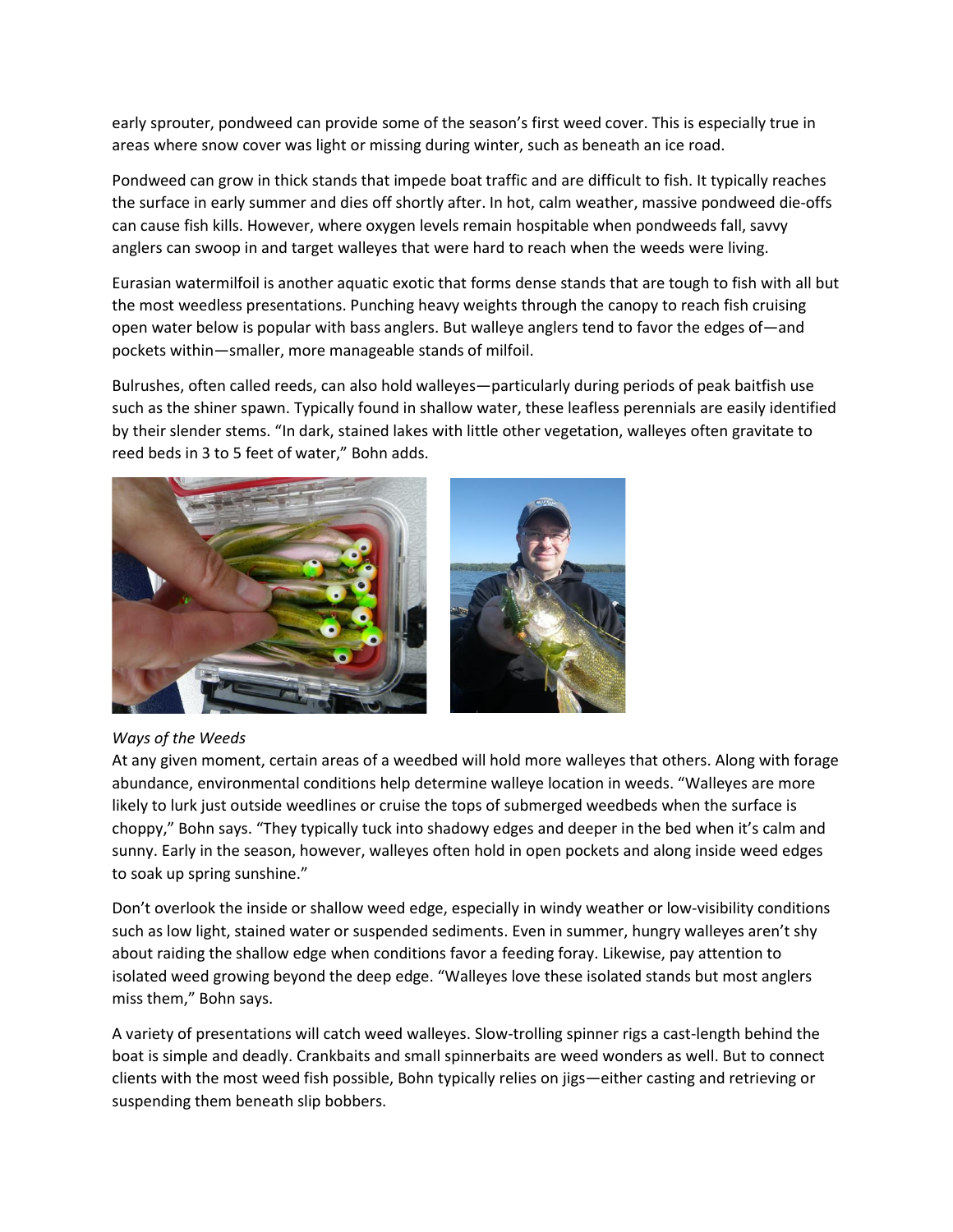early sprouter, pondweed can provide some of the season's first weed cover. This is especially true in areas where snow cover was light or missing during winter, such as beneath an ice road.

Pondweed can grow in thick stands that impede boat traffic and are difficult to fish. It typically reaches the surface in early summer and dies off shortly after. In hot, calm weather, massive pondweed die-offs can cause fish kills. However, where oxygen levels remain hospitable when pondweeds fall, savvy anglers can swoop in and target walleyes that were hard to reach when the weeds were living.

Eurasian watermilfoil is another aquatic exotic that forms dense stands that are tough to fish with all but the most weedless presentations. Punching heavy weights through the canopy to reach fish cruising open water below is popular with bass anglers. But walleye anglers tend to favor the edges of—and pockets within—smaller, more manageable stands of milfoil.

Bulrushes, often called reeds, can also hold walleyes—particularly during periods of peak baitfish use such as the shiner spawn. Typically found in shallow water, these leafless perennials are easily identified by their slender stems. "In dark, stained lakes with little other vegetation, walleyes often gravitate to reed beds in 3 to 5 feet of water," Bohn adds.

*Ways of the Weeds*

At any given moment, certain areas of a weedbed will hold more walleyes that others. Along with forage abundance, environmental conditions help determine walleye location in weeds. "Walleyes are more likely to lurk just outside weedlines or cruise the tops of submerged weedbeds when the surface is choppy," Bohn says. "They typically tuck into shadowy edges and deeper in the bed when it's calm and sunny. Early in the season, however, walleyes often hold in open pockets and along inside weed edges to soak up spring sunshine."

Don't overlook the inside or shallow weed edge, especially in windy weather or low-visibility conditions such as low light, stained water or suspended sediments. Even in summer, hungry walleyes aren't shy about raiding the shallow edge when conditions favor a feeding foray. Likewise, pay attention to isolated weed growing beyond the deep edge. "Walleyes love these isolated stands but most anglers miss them," Bohn says.

A variety of presentations will catch weed walleyes. Slow-trolling spinner rigs a cast-length behind the boat is simple and deadly. Crankbaits and small spinnerbaits are weed wonders as well. But to connect clients with the most weed fish possible, Bohn typically relies on jigs—either casting and retrieving or suspending them beneath slip bobbers.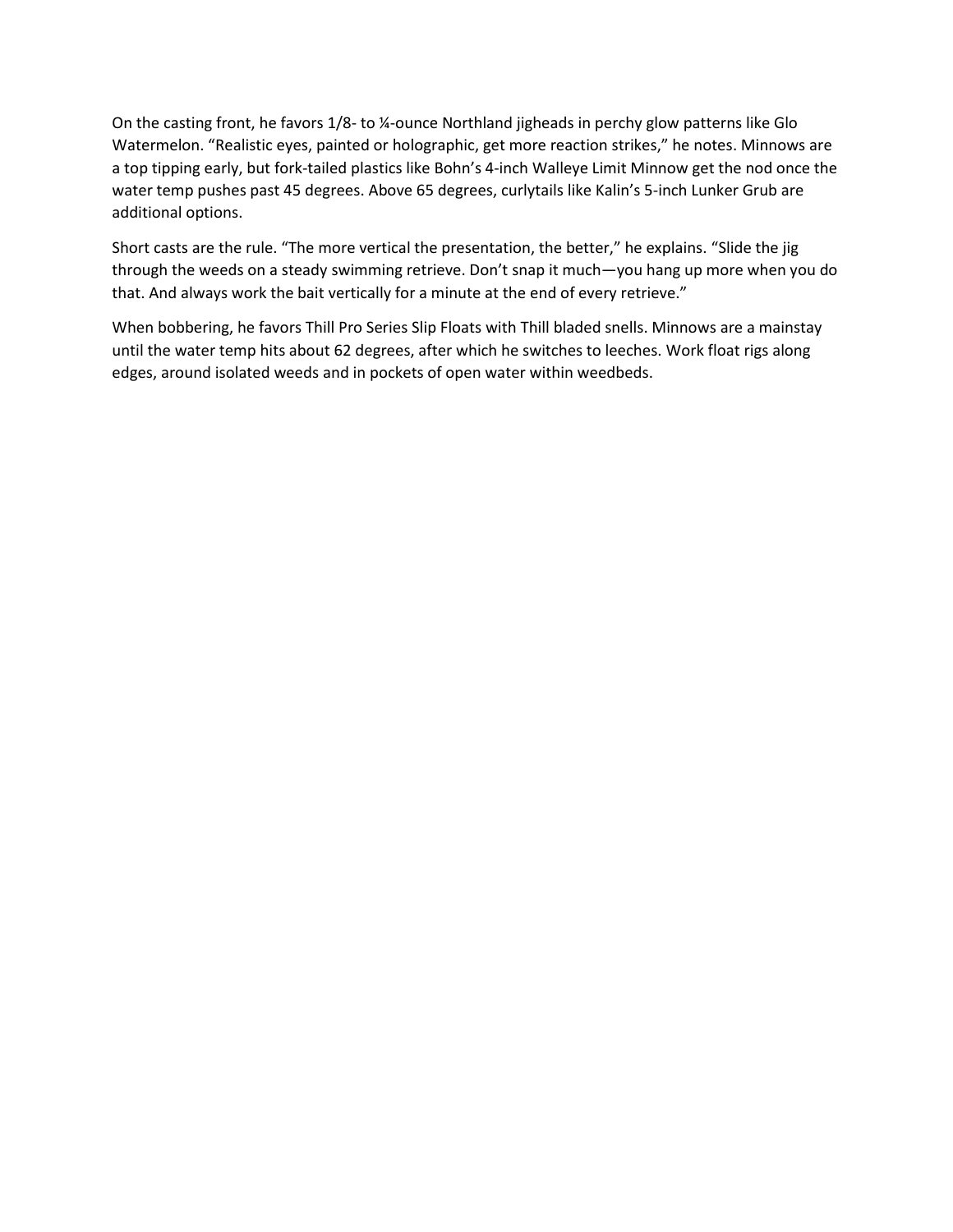On the casting front, he favors 1/8- to ¼-ounce Northland jigheads in perchy glow patterns like Glo Watermelon. “Realistic eyes, painted or holographic, get more reaction strikes,” he notes. Minnows are a top tipping early, but fork-tailed plastics like Bohn’s 4-inch Walleye Limit Minnow get the nod once the water temp pushes past 45 degrees. Above 65 degrees, curlytails like Kalin’s 5-inch Lunker Grub are additional options.

Short casts are the rule. “The more vertical the presentation, the better,” he explains. “Slide the jig through the weeds on a steady swimming retrieve. Don’t snap it much—you hang up more when you do that. And always work the bait vertically for a minute at the end of every retrieve.”

When bobbering, he favors Thill Pro Series Slip Floats with Thill bladed snells. Minnows are a mainstay until the water temp hits about 62 degrees, after which he switches to leeches. Work float rigs along edges, around isolated weeds and in pockets of open water within weedbeds.